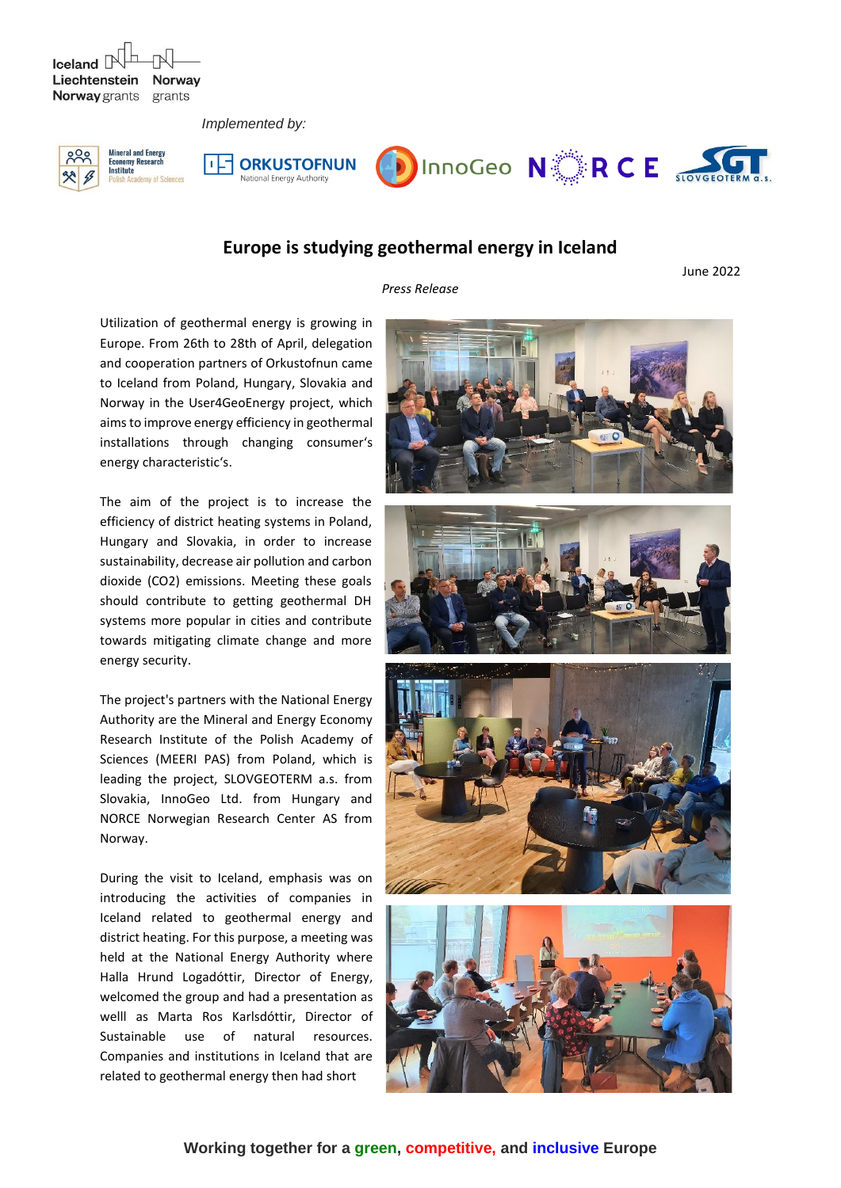Iceland Liechtenstein Norway grants | Norway grants

*Implemented by:*

Mineral and Energy Economy Research Institute Polish Academy of Sciences | ORKUSTOFNUN National Energy Authority | InnoGeo | NORCE | SLOVGEOTERM a.s.

# Europe is studying geothermal energy in Iceland

June 2022

*Press Release*

Utilization of geothermal energy is growing in Europe. From 26th to 28th of April, delegation and cooperation partners of Orkustofnun came to Iceland from Poland, Hungary, Slovakia and Norway in the User4GeoEnergy project, which aims to improve energy efficiency in geothermal installations through changing consumer's energy characteristic's.

The aim of the project is to increase the efficiency of district heating systems in Poland, Hungary and Slovakia, in order to increase sustainability, decrease air pollution and carbon dioxide ($CO_2$) emissions. Meeting these goals should contribute to getting geothermal DH systems more popular in cities and contribute towards mitigating climate change and more energy security.

The project's partners with the National Energy Authority are the Mineral and Energy Economy Research Institute of the Polish Academy of Sciences (MEERI PAS) from Poland, which is leading the project, SLOVGEOTERM a.s. from Slovakia, InnoGeo Ltd. from Hungary and NORCE Norwegian Research Center AS from Norway.

During the visit to Iceland, emphasis was on introducing the activities of companies in Iceland related to geothermal energy and district heating. For this purpose, a meeting was held at the National Energy Authority where Halla Hrund Logadóttir, Director of Energy, welcomed the group and had a presentation as welll as Marta Ros Karlsdóttir, Director of Sustainable use of natural resources. Companies and institutions in Iceland that are related to geothermal energy then had short

**Working together for a green, competitive, and inclusive Europe**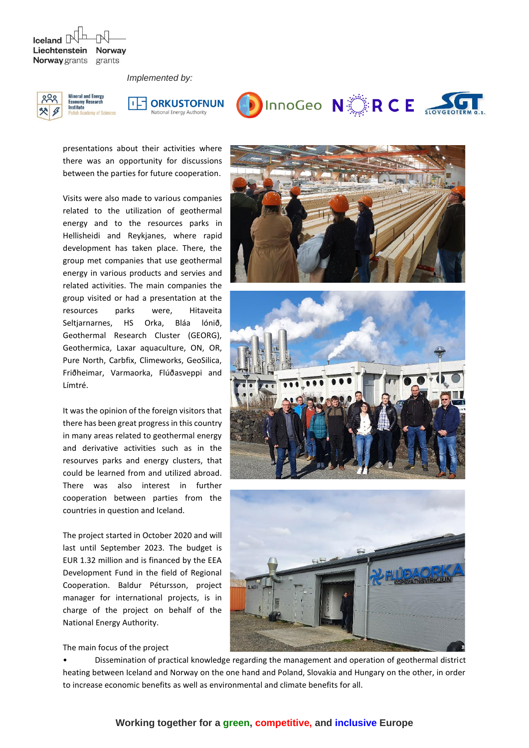*Implemented by:*

presentations about their activities where there was an opportunity for discussions between the parties for future cooperation.

Visits were also made to various companies related to the utilization of geothermal energy and to the resources parks in Hellisheidi and Reykjanes, where rapid development has taken place. There, the group met companies that use geothermal energy in various products and servies and related activities. The main companies the group visited or had a presentation at the resources parks were, Hitaveita Seltjarnarnes, HS Orka, Bláa lónið, Geothermal Research Cluster (GEORG), Geothermica, Laxar aquaculture, ON, OR, Pure North, Carbfix, Climeworks, GeoSilica, Friðheimar, Varmaorka, Flúðasveppi and Límtré.

It was the opinion of the foreign visitors that there has been great progress in this country in many areas related to geothermal energy and derivative activities such as in the resourves parks and energy clusters, that could be learned from and utilized abroad. There was also interest in further cooperation between parties from the countries in question and Iceland.

The project started in October 2020 and will last until September 2023. The budget is EUR 1.32 million and is financed by the EEA Development Fund in the field of Regional Cooperation. Baldur Pétursson, project manager for international projects, is in charge of the project on behalf of the National Energy Authority.

The main focus of the project

- Dissemination of practical knowledge regarding the management and operation of geothermal district heating between Iceland and Norway on the one hand and Poland, Slovakia and Hungary on the other, in order to increase economic benefits as well as environmental and climate benefits for all.

**Working together for a green, competitive, and inclusive Europe**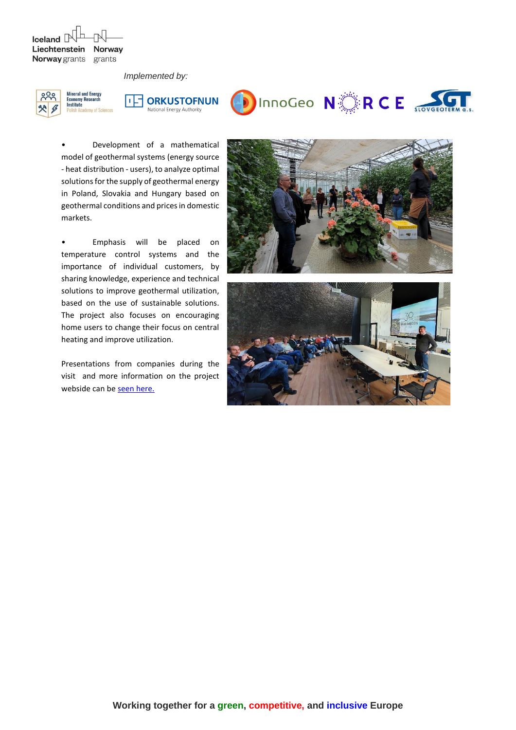Iceland Liechtenstein Norway grants | Norway grants

*Implemented by:*

Mineral and Energy Economy Research Institute Polish Academy of Sciences | ORKUSTOFNUN National Energy Authority | InnoGeo | NORCE | SGT SLOVGEOTERM a.s.

- Development of a mathematical model of geothermal systems (energy source - heat distribution - users), to analyze optimal solutions for the supply of geothermal energy in Poland, Slovakia and Hungary based on geothermal conditions and prices in domestic markets.

- Emphasis will be placed on temperature control systems and the importance of individual customers, by sharing knowledge, experience and technical solutions to improve geothermal utilization, based on the use of sustainable solutions. The project also focuses on encouraging home users to change their focus on central heating and improve utilization.

Presentations from companies during the visit and more information on the project webside can be [seen here.]

**Working together for a green, competitive, and inclusive Europe**